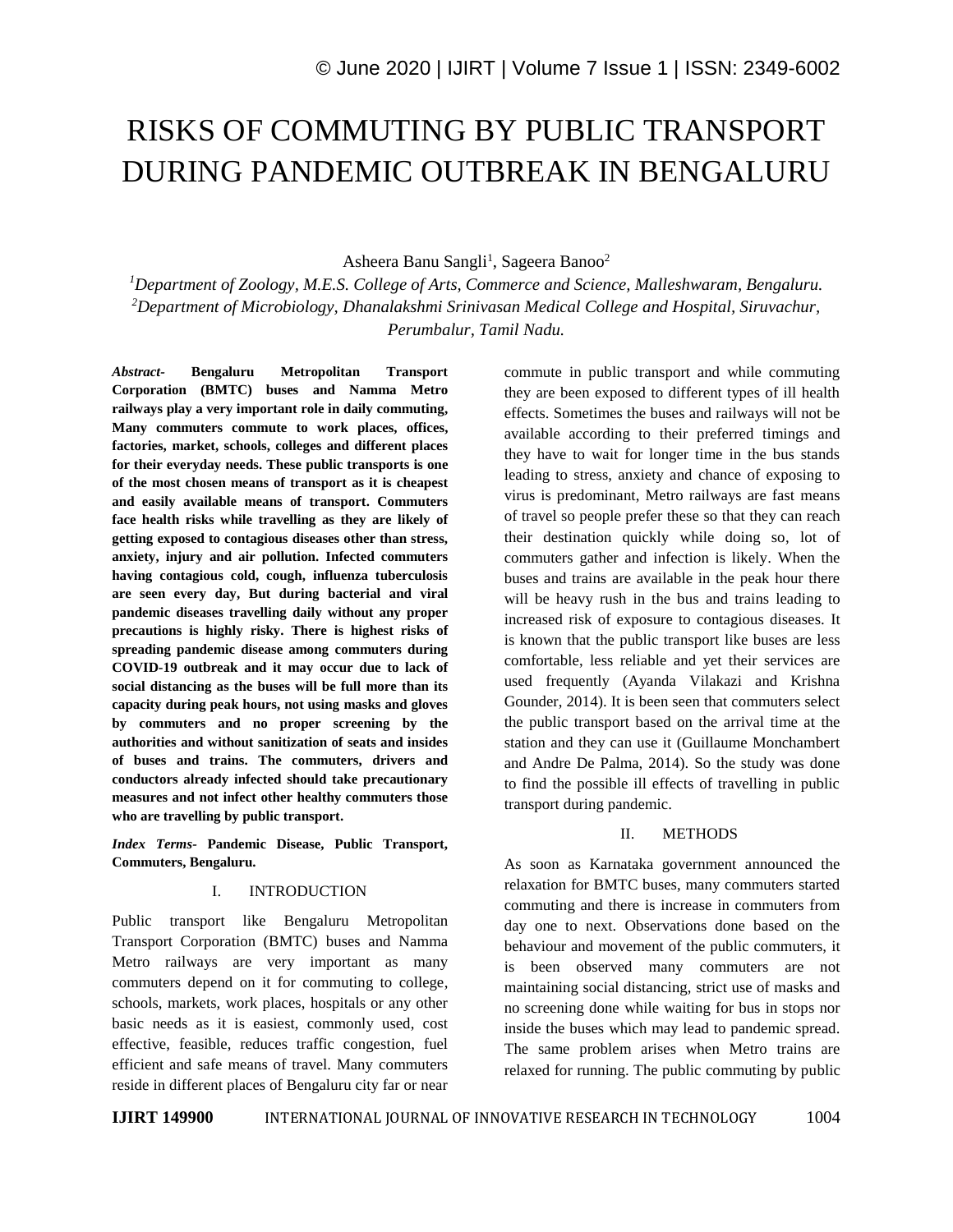# RISKS OF COMMUTING BY PUBLIC TRANSPORT DURING PANDEMIC OUTBREAK IN BENGALURU

Asheera Banu Sangli[1], Sageera Banoo[2]

[1]*Department of Zoology, M.E.S. College of Arts, Commerce and Science, Malleshwaram, Bengaluru.*
[2]*Department of Microbiology, Dhanalakshmi Srinivasan Medical College and Hospital, Siruvachur, Perumbalur, Tamil Nadu.*

***Abstract-*** **Bengaluru Metropolitan Transport Corporation (BMTC) buses and Namma Metro railways play a very important role in daily commuting, Many commuters commute to work places, offices, factories, market, schools, colleges and different places for their everyday needs. These public transports is one of the most chosen means of transport as it is cheapest and easily available means of transport. Commuters face health risks while travelling as they are likely of getting exposed to contagious diseases other than stress, anxiety, injury and air pollution. Infected commuters having contagious cold, cough, influenza tuberculosis are seen every day, But during bacterial and viral pandemic diseases travelling daily without any proper precautions is highly risky. There is highest risks of spreading pandemic disease among commuters during COVID-19 outbreak and it may occur due to lack of social distancing as the buses will be full more than its capacity during peak hours, not using masks and gloves by commuters and no proper screening by the authorities and without sanitization of seats and insides of buses and trains. The commuters, drivers and conductors already infected should take precautionary measures and not infect other healthy commuters those who are travelling by public transport.**

***Index Terms-*** **Pandemic Disease, Public Transport, Commuters, Bengaluru.**

## I. INTRODUCTION

Public transport like Bengaluru Metropolitan Transport Corporation (BMTC) buses and Namma Metro railways are very important as many commuters depend on it for commuting to college, schools, markets, work places, hospitals or any other basic needs as it is easiest, commonly used, cost effective, feasible, reduces traffic congestion, fuel efficient and safe means of travel. Many commuters reside in different places of Bengaluru city far or near commute in public transport and while commuting they are been exposed to different types of ill health effects. Sometimes the buses and railways will not be available according to their preferred timings and they have to wait for longer time in the bus stands leading to stress, anxiety and chance of exposing to virus is predominant, Metro railways are fast means of travel so people prefer these so that they can reach their destination quickly while doing so, lot of commuters gather and infection is likely. When the buses and trains are available in the peak hour there will be heavy rush in the bus and trains leading to increased risk of exposure to contagious diseases. It is known that the public transport like buses are less comfortable, less reliable and yet their services are used frequently (Ayanda Vilakazi and Krishna Gounder, 2014). It is been seen that commuters select the public transport based on the arrival time at the station and they can use it (Guillaume Monchambert and Andre De Palma, 2014). So the study was done to find the possible ill effects of travelling in public transport during pandemic.

## II. METHODS

As soon as Karnataka government announced the relaxation for BMTC buses, many commuters started commuting and there is increase in commuters from day one to next. Observations done based on the behaviour and movement of the public commuters, it is been observed many commuters are not maintaining social distancing, strict use of masks and no screening done while waiting for bus in stops nor inside the buses which may lead to pandemic spread. The same problem arises when Metro trains are relaxed for running. The public commuting by public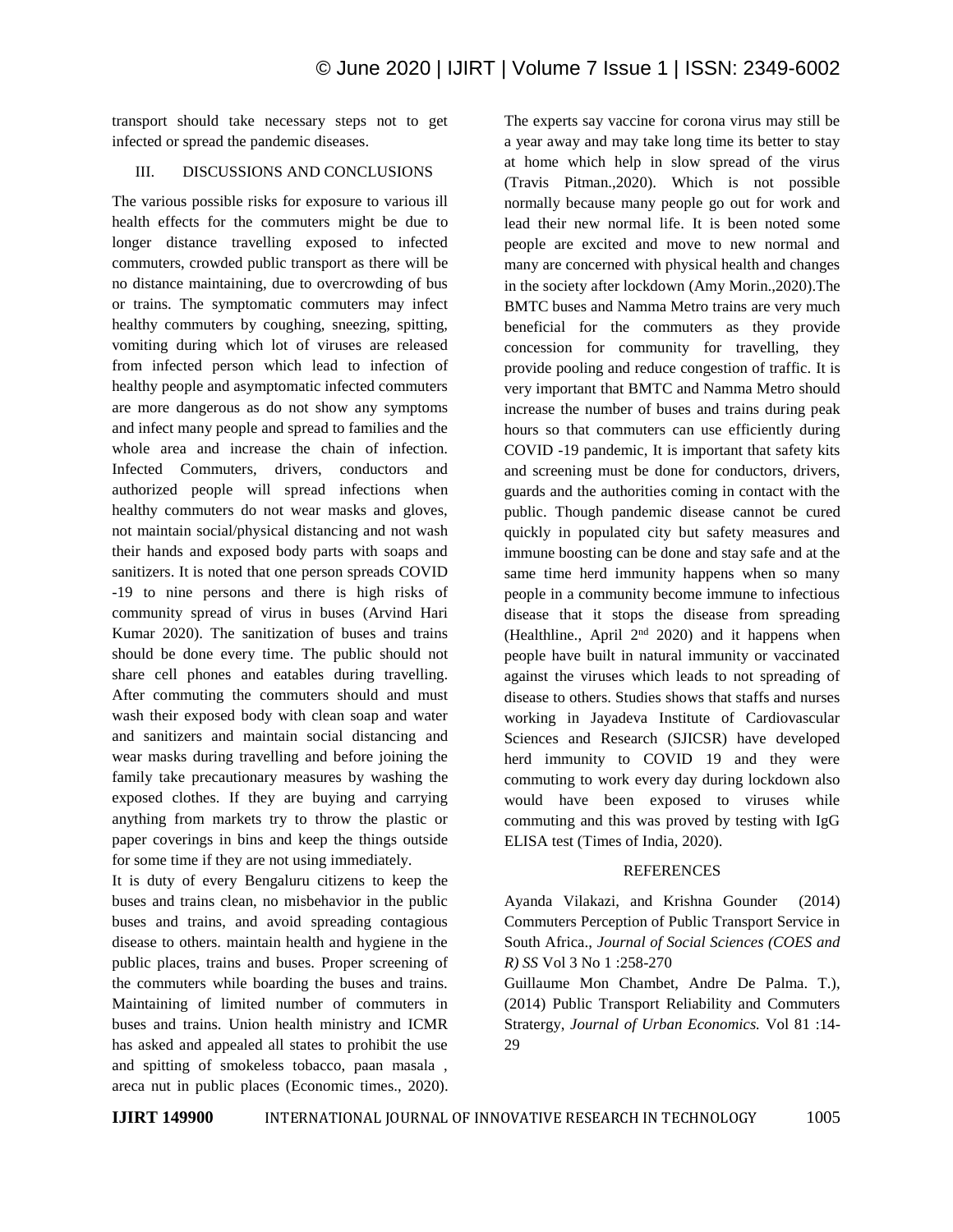transport should take necessary steps not to get infected or spread the pandemic diseases.

## III. DISCUSSIONS AND CONCLUSIONS

The various possible risks for exposure to various ill health effects for the commuters might be due to longer distance travelling exposed to infected commuters, crowded public transport as there will be no distance maintaining, due to overcrowding of bus or trains. The symptomatic commuters may infect healthy commuters by coughing, sneezing, spitting, vomiting during which lot of viruses are released from infected person which lead to infection of healthy people and asymptomatic infected commuters are more dangerous as do not show any symptoms and infect many people and spread to families and the whole area and increase the chain of infection. Infected Commuters, drivers, conductors and authorized people will spread infections when healthy commuters do not wear masks and gloves, not maintain social/physical distancing and not wash their hands and exposed body parts with soaps and sanitizers. It is noted that one person spreads COVID -19 to nine persons and there is high risks of community spread of virus in buses (Arvind Hari Kumar 2020). The sanitization of buses and trains should be done every time. The public should not share cell phones and eatables during travelling. After commuting the commuters should and must wash their exposed body with clean soap and water and sanitizers and maintain social distancing and wear masks during travelling and before joining the family take precautionary measures by washing the exposed clothes. If they are buying and carrying anything from markets try to throw the plastic or paper coverings in bins and keep the things outside for some time if they are not using immediately.

It is duty of every Bengaluru citizens to keep the buses and trains clean, no misbehavior in the public buses and trains, and avoid spreading contagious disease to others. maintain health and hygiene in the public places, trains and buses. Proper screening of the commuters while boarding the buses and trains. Maintaining of limited number of commuters in buses and trains. Union health ministry and ICMR has asked and appealed all states to prohibit the use and spitting of smokeless tobacco, paan masala , areca nut in public places (Economic times., 2020). The experts say vaccine for corona virus may still be a year away and may take long time its better to stay at home which help in slow spread of the virus (Travis Pitman.,2020). Which is not possible normally because many people go out for work and lead their new normal life. It is been noted some people are excited and move to new normal and many are concerned with physical health and changes in the society after lockdown (Amy Morin.,2020).The BMTC buses and Namma Metro trains are very much beneficial for the commuters as they provide concession for community for travelling, they provide pooling and reduce congestion of traffic. It is very important that BMTC and Namma Metro should increase the number of buses and trains during peak hours so that commuters can use efficiently during COVID -19 pandemic, It is important that safety kits and screening must be done for conductors, drivers, guards and the authorities coming in contact with the public. Though pandemic disease cannot be cured quickly in populated city but safety measures and immune boosting can be done and stay safe and at the same time herd immunity happens when so many people in a community become immune to infectious disease that it stops the disease from spreading (Healthline., April 2nd 2020) and it happens when people have built in natural immunity or vaccinated against the viruses which leads to not spreading of disease to others. Studies shows that staffs and nurses working in Jayadeva Institute of Cardiovascular Sciences and Research (SJICSR) have developed herd immunity to COVID 19 and they were commuting to work every day during lockdown also would have been exposed to viruses while commuting and this was proved by testing with IgG ELISA test (Times of India, 2020).

## REFERENCES

Ayanda Vilakazi, and Krishna Gounder (2014) Commuters Perception of Public Transport Service in South Africa., *Journal of Social Sciences (COES and R) SS* Vol 3 No 1 :258-270

Guillaume Mon Chambet, Andre De Palma. T.), (2014) Public Transport Reliability and Commuters Strartegy, *Journal of Urban Economics.* Vol 81 :14-29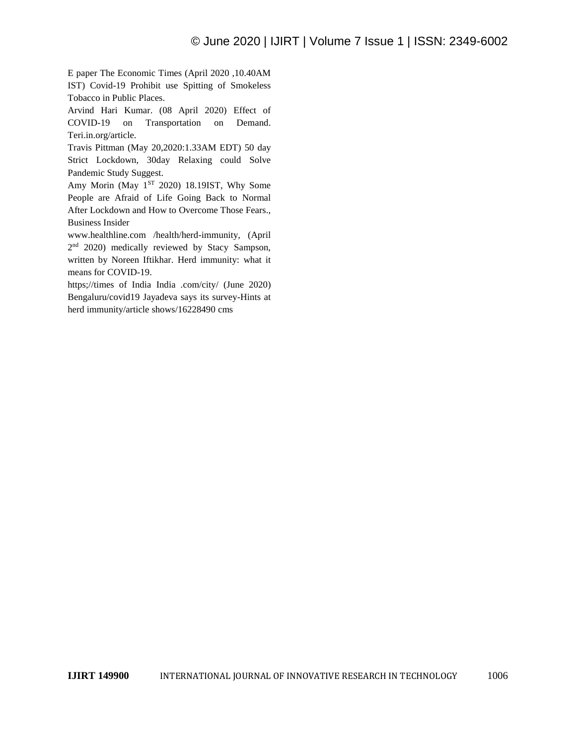E paper The Economic Times (April 2020 ,10.40AM IST) Covid-19 Prohibit use Spitting of Smokeless Tobacco in Public Places.

Arvind Hari Kumar. (08 April 2020) Effect of COVID-19 on Transportation on Demand. Teri.in.org/article.

Travis Pittman (May 20,2020:1.33AM EDT) 50 day Strict Lockdown, 30day Relaxing could Solve Pandemic Study Suggest.

Amy Morin (May 1ST 2020) 18.19IST, Why Some People are Afraid of Life Going Back to Normal After Lockdown and How to Overcome Those Fears., Business Insider

www.healthline.com /health/herd-immunity, (April 2nd 2020) medically reviewed by Stacy Sampson, written by Noreen Iftikhar. Herd immunity: what it means for COVID-19.

https;//times of India India .com/city/ (June 2020) Bengaluru/covid19 Jayadeva says its survey-Hints at herd immunity/article shows/16228490 cms